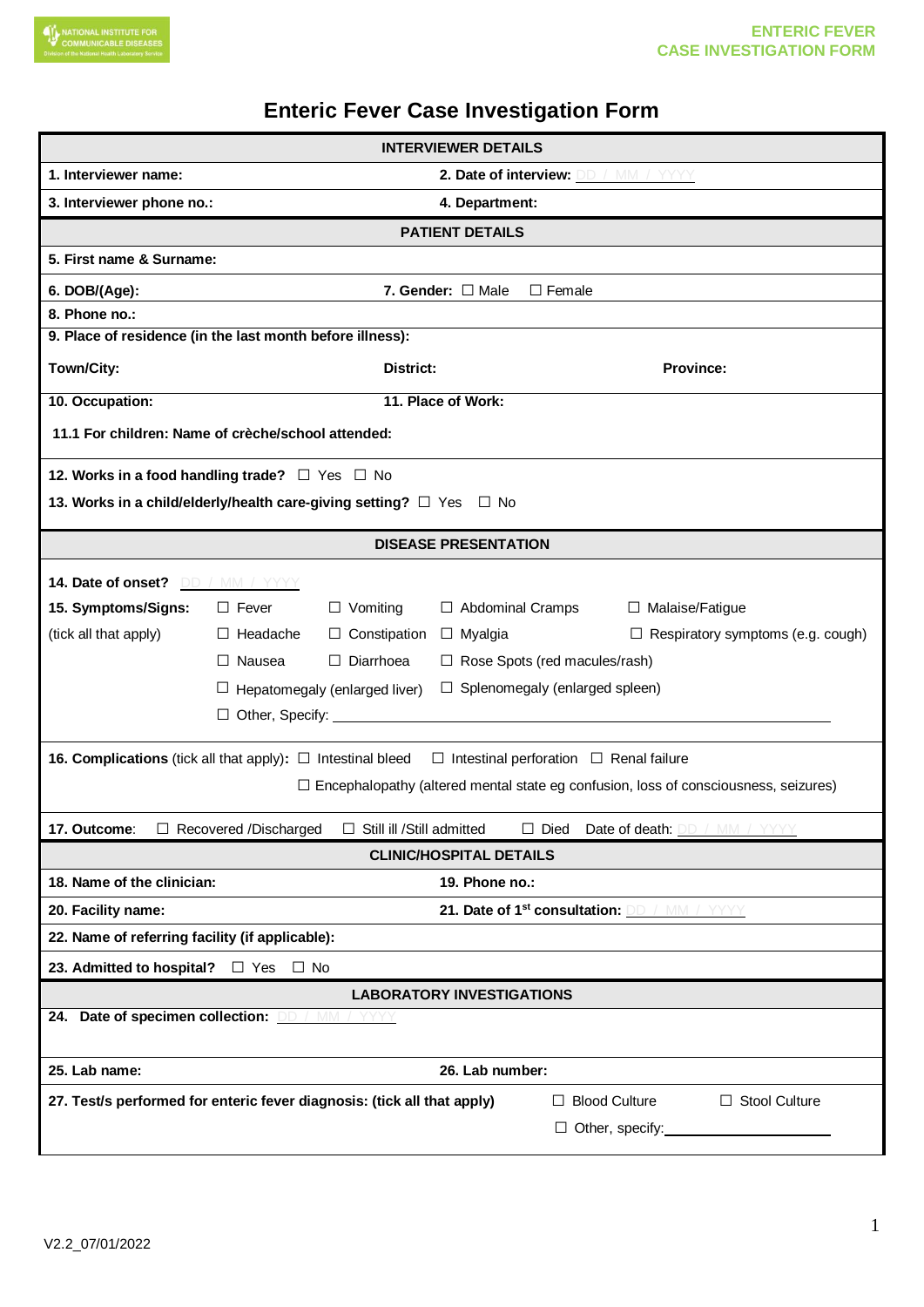# Enteric Fever Case Investigation Form

## INTERVIEWER DETAILS

**1. Interviewer name:** 

**2. Date of interview:** DD / MM / YYYY

**3. Interviewer phone no.:** 

**4. Department:**

## PATIENT DETAILS

**5. First name & Surname:**

**6. DOB/(Age):** 

**7. Gender:** ☐ Male ☐ Female

**8. Phone no.:**

**9. Place of residence (in the last month before illness):**

**Town/City:** 

**District:** 

**Province:**

**10. Occupation:** 

**11. Place of Work:**

**11.1 For children: Name of crèche/school attended:**

**12. Works in a food handling trade?** ☐ Yes ☐ No

**13. Works in a child/elderly/health care-giving setting?** ☐ Yes ☐ No

## DISEASE PRESENTATION

**14. Date of onset?** DD / MM / YYYY

**15. Symptoms/Signs:** (tick all that apply)

☐ Fever ☐ Vomiting ☐ Abdominal Cramps ☐ Malaise/Fatigue

☐ Headache ☐ Constipation ☐ Myalgia ☐ Respiratory symptoms (e.g. cough)

☐ Nausea ☐ Diarrhoea ☐ Rose Spots (red macules/rash)

☐ Hepatomegaly (enlarged liver) ☐ Splenomegaly (enlarged spleen)

☐ Other, Specify: ____________________

**16. Complications** (tick all that apply): ☐ Intestinal bleed ☐ Intestinal perforation ☐ Renal failure

☐ Encephalopathy (altered mental state eg confusion, loss of consciousness, seizures)

**17. Outcome**: ☐ Recovered /Discharged ☐ Still ill /Still admitted ☐ Died Date of death: DD / MM / YYYY

## CLINIC/HOSPITAL DETAILS

**18. Name of the clinician:** 

**19. Phone no.:**

**20. Facility name:** 

**21. Date of 1st consultation:** DD / MM / YYYY

**22. Name of referring facility (if applicable):**

**23. Admitted to hospital?** ☐ Yes ☐ No

## LABORATORY INVESTIGATIONS

**24. Date of specimen collection:** DD / MM / YYYY

**25. Lab name:** 

**26. Lab number:**

**27. Test/s performed for enteric fever diagnosis: (tick all that apply)** ☐ Blood Culture ☐ Stool Culture

☐ Other, specify: ____________________

V2.2_07/01/2022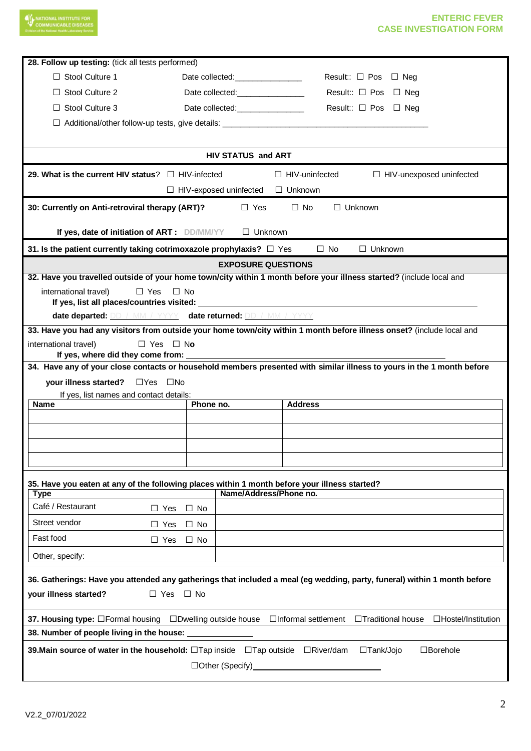**28. Follow up testing:** (tick all tests performed)

☐ Stool Culture 1 Date collected:_______________ Result:: ☐ Pos ☐ Neg

☐ Stool Culture 2 Date collected:_______________ Result:: ☐ Pos ☐ Neg

☐ Stool Culture 3 Date collected:_______________ Result:: ☐ Pos ☐ Neg

☐ Additional/other follow-up tests, give details: _______________________________________________

## HIV STATUS and ART

**29. What is the current HIV status?** ☐ HIV-infected ☐ HIV-uninfected ☐ HIV-unexposed uninfected ☐ HIV-exposed uninfected ☐ Unknown

**30: Currently on Anti-retroviral therapy (ART)?** ☐ Yes ☐ No ☐ Unknown

**If yes, date of initiation of ART :** DD/MM/YY ☐ Unknown

**31. Is the patient currently taking cotrimoxazole prophylaxis?** ☐ Yes ☐ No ☐ Unknown

## EXPOSURE QUESTIONS

**32. Have you travelled outside of your home town/city within 1 month before your illness started?** (include local and international travel) ☐ Yes ☐ No

**If yes, list all places/countries visited:** _______________________________________________

**date departed:** DD / MM / YYYY **date returned:** DD / MM / YYYY

**33. Have you had any visitors from outside your home town/city within 1 month before illness onset?** (include local and international travel) ☐ Yes ☐ **No**

**If yes, where did they come from:** _______________________________________________

**34. Have any of your close contacts or household members presented with similar illness to yours in the 1 month before your illness started?** ☐Yes ☐No

If yes, list names and contact details:

| Name | Phone no. | Address |
|---|---|---|
| | | |
| | | |
| | | |
| | | |

**35. Have you eaten at any of the following places within 1 month before your illness started?**

| Type | | Name/Address/Phone no. |
|---|---|---|
| Café / Restaurant | ☐ Yes ☐ No | |
| Street vendor | ☐ Yes ☐ No | |
| Fast food | ☐ Yes ☐ No | |
| Other, specify: | | |

**36. Gatherings: Have you attended any gatherings that included a meal (eg wedding, party, funeral) within 1 month before your illness started?** ☐ Yes ☐ No

**37. Housing type:** ☐Formal housing ☐Dwelling outside house ☐Informal settlement ☐Traditional house ☐Hostel/Institution

**38. Number of people living in the house:** _______________

**39.Main source of water in the household:** ☐Tap inside ☐Tap outside ☐River/dam ☐Tank/Jojo ☐Borehole ☐Other (Specify)_______________________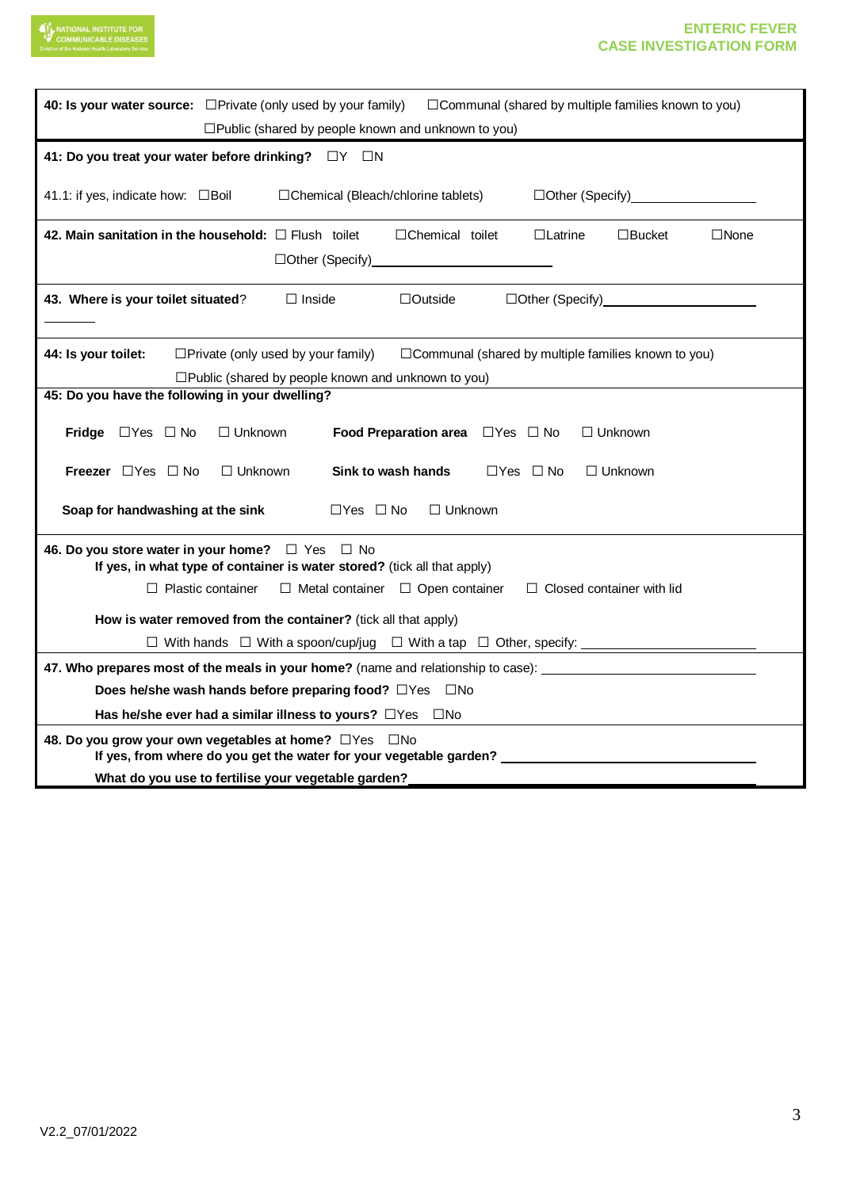**40: Is your water source:** ☐Private (only used by your family) ☐Communal (shared by multiple families known to you) ☐Public (shared by people known and unknown to you)

**41: Do you treat your water before drinking?** ☐Y ☐N

41.1: if yes, indicate how: ☐Boil ☐Chemical (Bleach/chlorine tablets) ☐Other (Specify)________________

**42. Main sanitation in the household:** ☐ Flush toilet ☐Chemical toilet ☐Latrine ☐Bucket ☐None ☐Other (Specify)____________________

**43. Where is your toilet situated?** ☐ Inside ☐Outside ☐Other (Specify)____________________

**44: Is your toilet:** ☐Private (only used by your family) ☐Communal (shared by multiple families known to you) ☐Public (shared by people known and unknown to you)

**45: Do you have the following in your dwelling?**

**Fridge** ☐Yes ☐ No ☐ Unknown **Food Preparation area** ☐Yes ☐ No ☐ Unknown

**Freezer** ☐Yes ☐ No ☐ Unknown **Sink to wash hands** ☐Yes ☐ No ☐ Unknown

**Soap for handwashing at the sink** ☐Yes ☐ No ☐ Unknown

**46. Do you store water in your home?** ☐ Yes ☐ No

**If yes, in what type of container is water stored?** (tick all that apply)

☐ Plastic container ☐ Metal container ☐ Open container ☐ Closed container with lid

**How is water removed from the container?** (tick all that apply)

☐ With hands ☐ With a spoon/cup/jug ☐ With a tap ☐ Other, specify: ____________________

**47. Who prepares most of the meals in your home?** (name and relationship to case): ____________________

**Does he/she wash hands before preparing food?** ☐Yes ☐No

**Has he/she ever had a similar illness to yours?** ☐Yes ☐No

**48. Do you grow your own vegetables at home?** ☐Yes ☐No

**If yes, from where do you get the water for your vegetable garden?** ____________________

**What do you use to fertilise your vegetable garden?**____________________

V2.2_07/01/2022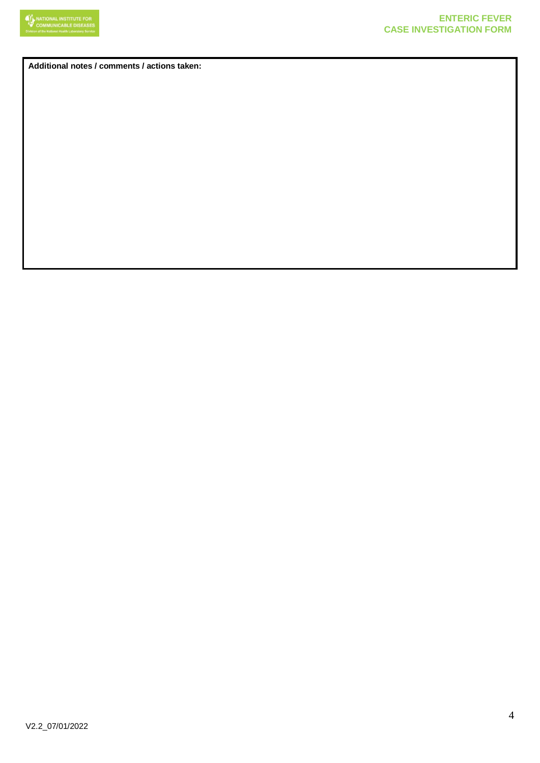**Additional notes / comments / actions taken:**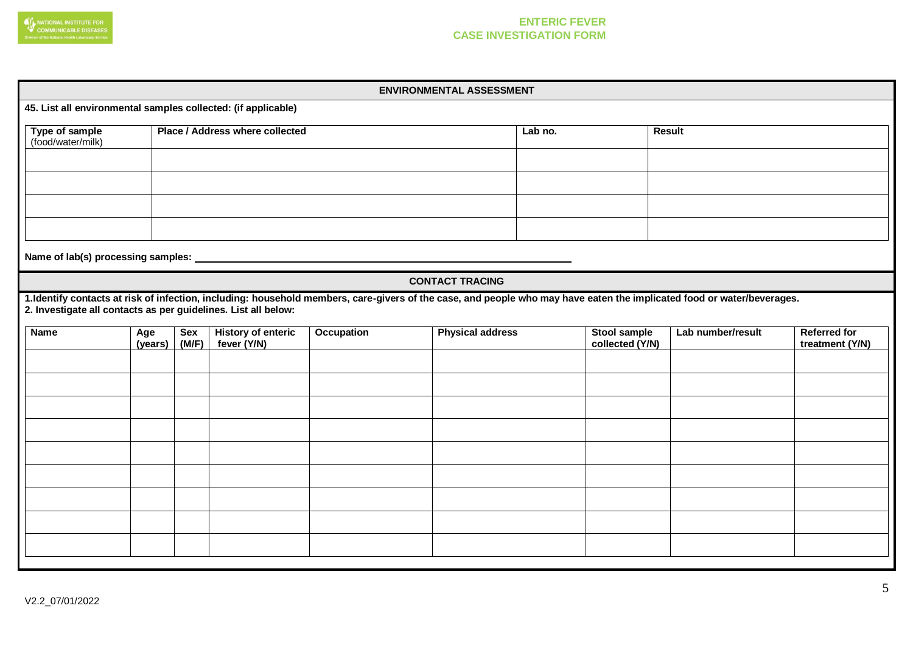ENTERIC FEVER
CASE INVESTIGATION FORM

## ENVIRONMENTAL ASSESSMENT

**45. List all environmental samples collected: (if applicable)**

| Type of sample (food/water/milk) | Place / Address where collected | Lab no. | Result |
|---|---|---|---|
| | | | |
| | | | |
| | | | |
| | | | |

**Name of lab(s) processing samples:** ____________________________________________

## CONTACT TRACING

**1.Identify contacts at risk of infection, including: household members, care-givers of the case, and people who may have eaten the implicated food or water/beverages.**
**2. Investigate all contacts as per guidelines. List all below:**

| Name | Age (years) | Sex (M/F) | History of enteric fever (Y/N) | Occupation | Physical address | Stool sample collected (Y/N) | Lab number/result | Referred for treatment (Y/N) |
|---|---|---|---|---|---|---|---|---|
| | | | | | | | | |
| | | | | | | | | |
| | | | | | | | | |
| | | | | | | | | |
| | | | | | | | | |
| | | | | | | | | |
| | | | | | | | | |
| | | | | | | | | |
| | | | | | | | | |

V2.2_07/01/2022